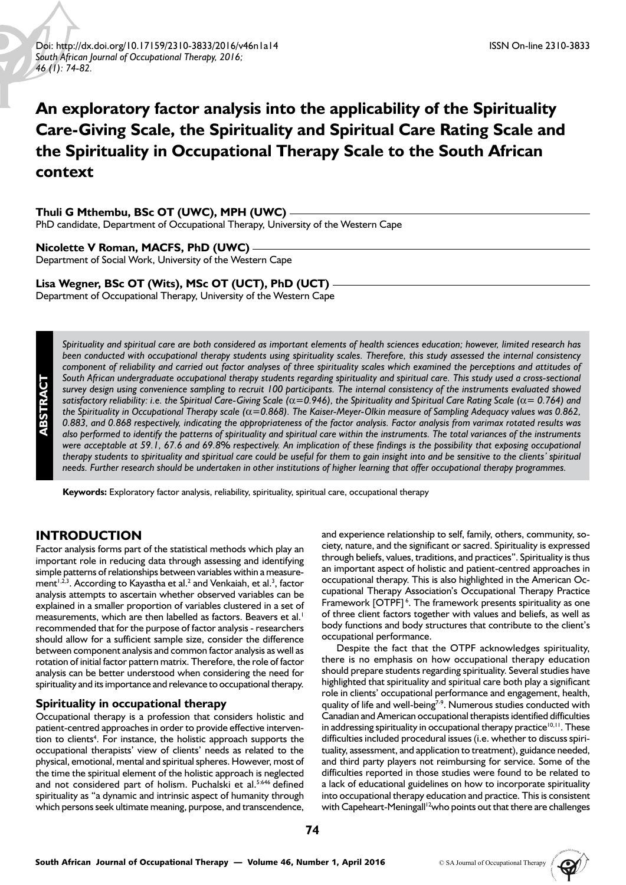Doi: http://dx.doi.org/10.17159/2310-3833/2016/v46n1a14
*South African Journal of Occupational Therapy, 2016; 46 (1): 74-82.*

ISSN On-line 2310-3833

# An exploratory factor analysis into the applicability of the Spirituality Care-Giving Scale, the Spirituality and Spiritual Care Rating Scale and the Spirituality in Occupational Therapy Scale to the South African context

**Thuli G Mthembu, BSc OT (UWC), MPH (UWC)**
PhD candidate, Department of Occupational Therapy, University of the Western Cape

**Nicolette V Roman, MACFS, PhD (UWC)**
Department of Social Work, University of the Western Cape

**Lisa Wegner, BSc OT (Wits), MSc OT (UCT), PhD (UCT)**
Department of Occupational Therapy, University of the Western Cape

## ABSTRACT

*Spirituality and spiritual care are both considered as important elements of health sciences education; however, limited research has been conducted with occupational therapy students using spirituality scales. Therefore, this study assessed the internal consistency component of reliability and carried out factor analyses of three spirituality scales which examined the perceptions and attitudes of South African undergraduate occupational therapy students regarding spirituality and spiritual care. This study used a cross-sectional survey design using convenience sampling to recruit 100 participants. The internal consistency of the instruments evaluated showed satisfactory reliability: i.e. the Spiritual Care-Giving Scale ($\alpha=0.946$), the Spirituality and Spiritual Care Rating Scale ($\alpha= 0.764$) and the Spirituality in Occupational Therapy scale ($\alpha=0.868$). The Kaiser-Meyer-Olkin measure of Sampling Adequacy values was 0.862, 0.883, and 0.868 respectively, indicating the appropriateness of the factor analysis. Factor analysis from varimax rotated results was also performed to identify the patterns of spirituality and spiritual care within the instruments. The total variances of the instruments were acceptable at 59.1, 67.6 and 69.8% respectively. An implication of these findings is the possibility that exposing occupational therapy students to spirituality and spiritual care could be useful for them to gain insight into and be sensitive to the clients' spiritual needs. Further research should be undertaken in other institutions of higher learning that offer occupational therapy programmes.*

**Keywords:** Exploratory factor analysis, reliability, spirituality, spiritual care, occupational therapy

## INTRODUCTION

Factor analysis forms part of the statistical methods which play an important role in reducing data through assessing and identifying simple patterns of relationships between variables within a measurement[1,2,3]. According to Kayastha et al.[2] and Venkaiah, et al.[3], factor analysis attempts to ascertain whether observed variables can be explained in a smaller proportion of variables clustered in a set of measurements, which are then labelled as factors. Beavers et al.[1] recommended that for the purpose of factor analysis - researchers should allow for a sufficient sample size, consider the difference between component analysis and common factor analysis as well as rotation of initial factor pattern matrix. Therefore, the role of factor analysis can be better understood when considering the need for spirituality and its importance and relevance to occupational therapy.

### Spirituality in occupational therapy

Occupational therapy is a profession that considers holistic and patient-centred approaches in order to provide effective intervention to clients[4]. For instance, the holistic approach supports the occupational therapists' view of clients' needs as related to the physical, emotional, mental and spiritual spheres. However, most of the time the spiritual element of the holistic approach is neglected and not considered part of holism. Puchalski et al.[5:646] defined spirituality as "a dynamic and intrinsic aspect of humanity through which persons seek ultimate meaning, purpose, and transcendence, and experience relationship to self, family, others, community, society, nature, and the significant or sacred. Spirituality is expressed through beliefs, values, traditions, and practices". Spirituality is thus an important aspect of holistic and patient-centred approaches in occupational therapy. This is also highlighted in the American Occupational Therapy Association's Occupational Therapy Practice Framework [OTPF][6]. The framework presents spirituality as one of three client factors together with values and beliefs, as well as body functions and body structures that contribute to the client's occupational performance.

Despite the fact that the OTPF acknowledges spirituality, there is no emphasis on how occupational therapy education should prepare students regarding spirituality. Several studies have highlighted that spirituality and spiritual care both play a significant role in clients' occupational performance and engagement, health, quality of life and well-being[7-9]. Numerous studies conducted with Canadian and American occupational therapists identified difficulties in addressing spirituality in occupational therapy practice[10,11]. These difficulties included procedural issues (i.e. whether to discuss spirituality, assessment, and application to treatment), guidance needed, and third party players not reimbursing for service. Some of the difficulties reported in those studies were found to be related to a lack of educational guidelines on how to incorporate spirituality into occupational therapy education and practice. This is consistent with Capeheart-Meningall[12] who points out that there are challenges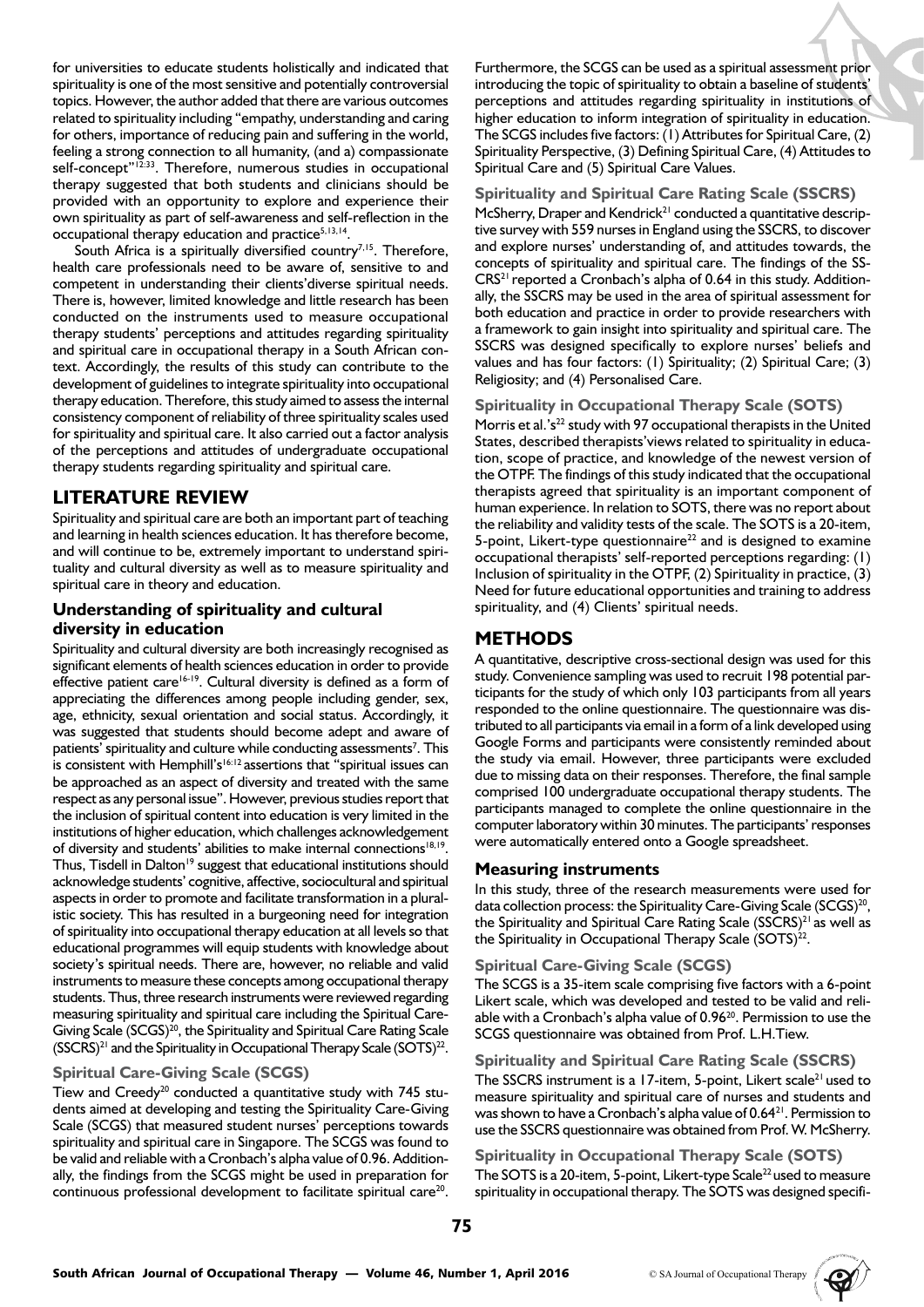for universities to educate students holistically and indicated that spirituality is one of the most sensitive and potentially controversial topics. However, the author added that there are various outcomes related to spirituality including "empathy, understanding and caring for others, importance of reducing pain and suffering in the world, feeling a strong connection to all humanity, (and a) compassionate self-concept"[12:33]. Therefore, numerous studies in occupational therapy suggested that both students and clinicians should be provided with an opportunity to explore and experience their own spirituality as part of self-awareness and self-reflection in the occupational therapy education and practice[5,13,14].

South Africa is a spiritually diversified country[7,15]. Therefore, health care professionals need to be aware of, sensitive to and competent in understanding their clients'diverse spiritual needs. There is, however, limited knowledge and little research has been conducted on the instruments used to measure occupational therapy students' perceptions and attitudes regarding spirituality and spiritual care in occupational therapy in a South African context. Accordingly, the results of this study can contribute to the development of guidelines to integrate spirituality into occupational therapy education. Therefore, this study aimed to assess the internal consistency component of reliability of three spirituality scales used for spirituality and spiritual care. It also carried out a factor analysis of the perceptions and attitudes of undergraduate occupational therapy students regarding spirituality and spiritual care.

## LITERATURE REVIEW

Spirituality and spiritual care are both an important part of teaching and learning in health sciences education. It has therefore become, and will continue to be, extremely important to understand spirituality and cultural diversity as well as to measure spirituality and spiritual care in theory and education.

### Understanding of spirituality and cultural diversity in education

Spirituality and cultural diversity are both increasingly recognised as significant elements of health sciences education in order to provide effective patient care[16-19]. Cultural diversity is defined as a form of appreciating the differences among people including gender, sex, age, ethnicity, sexual orientation and social status. Accordingly, it was suggested that students should become adept and aware of patients' spirituality and culture while conducting assessments[7]. This is consistent with Hemphill's[16:12] assertions that "spiritual issues can be approached as an aspect of diversity and treated with the same respect as any personal issue". However, previous studies report that the inclusion of spiritual content into education is very limited in the institutions of higher education, which challenges acknowledgement of diversity and students' abilities to make internal connections[18,19]. Thus, Tisdell in Dalton[19] suggest that educational institutions should acknowledge students' cognitive, affective, sociocultural and spiritual aspects in order to promote and facilitate transformation in a pluralistic society. This has resulted in a burgeoning need for integration of spirituality into occupational therapy education at all levels so that educational programmes will equip students with knowledge about society's spiritual needs. There are, however, no reliable and valid instruments to measure these concepts among occupational therapy students. Thus, three research instruments were reviewed regarding measuring spirituality and spiritual care including the Spiritual Care-Giving Scale (SCGS)[20], the Spirituality and Spiritual Care Rating Scale (SSCRS)[21] and the Spirituality in Occupational Therapy Scale (SOTS)[22].

#### Spiritual Care-Giving Scale (SCGS)

Tiew and Creedy[20] conducted a quantitative study with 745 students aimed at developing and testing the Spirituality Care-Giving Scale (SCGS) that measured student nurses' perceptions towards spirituality and spiritual care in Singapore. The SCGS was found to be valid and reliable with a Cronbach's alpha value of 0.96. Additionally, the findings from the SCGS might be used in preparation for continuous professional development to facilitate spiritual care[20]. Furthermore, the SCGS can be used as a spiritual assessment prior introducing the topic of spirituality to obtain a baseline of students' perceptions and attitudes regarding spirituality in institutions of higher education to inform integration of spirituality in education. The SCGS includes five factors: (1) Attributes for Spiritual Care, (2) Spirituality Perspective, (3) Defining Spiritual Care, (4) Attitudes to Spiritual Care and (5) Spiritual Care Values.

#### Spirituality and Spiritual Care Rating Scale (SSCRS)

McSherry, Draper and Kendrick[21] conducted a quantitative descriptive survey with 559 nurses in England using the SSCRS, to discover and explore nurses' understanding of, and attitudes towards, the concepts of spirituality and spiritual care. The findings of the SSCRS[21] reported a Cronbach's alpha of 0.64 in this study. Additionally, the SSCRS may be used in the area of spiritual assessment for both education and practice in order to provide researchers with a framework to gain insight into spirituality and spiritual care. The SSCRS was designed specifically to explore nurses' beliefs and values and has four factors: (1) Spirituality; (2) Spiritual Care; (3) Religiosity; and (4) Personalised Care.

#### Spirituality in Occupational Therapy Scale (SOTS)

Morris et al.'s[22] study with 97 occupational therapists in the United States, described therapists'views related to spirituality in education, scope of practice, and knowledge of the newest version of the OTPF. The findings of this study indicated that the occupational therapists agreed that spirituality is an important component of human experience. In relation to SOTS, there was no report about the reliability and validity tests of the scale. The SOTS is a 20-item, 5-point, Likert-type questionnaire[22] and is designed to examine occupational therapists' self-reported perceptions regarding: (1) Inclusion of spirituality in the OTPF, (2) Spirituality in practice, (3) Need for future educational opportunities and training to address spirituality, and (4) Clients' spiritual needs.

## METHODS

A quantitative, descriptive cross-sectional design was used for this study. Convenience sampling was used to recruit 198 potential participants for the study of which only 103 participants from all years responded to the online questionnaire. The questionnaire was distributed to all participants via email in a form of a link developed using Google Forms and participants were consistently reminded about the study via email. However, three participants were excluded due to missing data on their responses. Therefore, the final sample comprised 100 undergraduate occupational therapy students. The participants managed to complete the online questionnaire in the computer laboratory within 30 minutes. The participants' responses were automatically entered onto a Google spreadsheet.

### Measuring instruments

In this study, three of the research measurements were used for data collection process: the Spirituality Care-Giving Scale (SCGS)[20], the Spirituality and Spiritual Care Rating Scale (SSCRS)[21] as well as the Spirituality in Occupational Therapy Scale (SOTS)[22].

#### Spiritual Care-Giving Scale (SCGS)

The SCGS is a 35-item scale comprising five factors with a 6-point Likert scale, which was developed and tested to be valid and reliable with a Cronbach's alpha value of 0.96[20]. Permission to use the SCGS questionnaire was obtained from Prof. L.H.Tiew.

#### Spirituality and Spiritual Care Rating Scale (SSCRS)

The SSCRS instrument is a 17-item, 5-point, Likert scale[21] used to measure spirituality and spiritual care of nurses and students and was shown to have a Cronbach's alpha value of 0.64[21]. Permission to use the SSCRS questionnaire was obtained from Prof. W. McSherry.

#### Spirituality in Occupational Therapy Scale (SOTS)

The SOTS is a 20-item, 5-point, Likert-type Scale[22] used to measure spirituality in occupational therapy. The SOTS was designed specifi-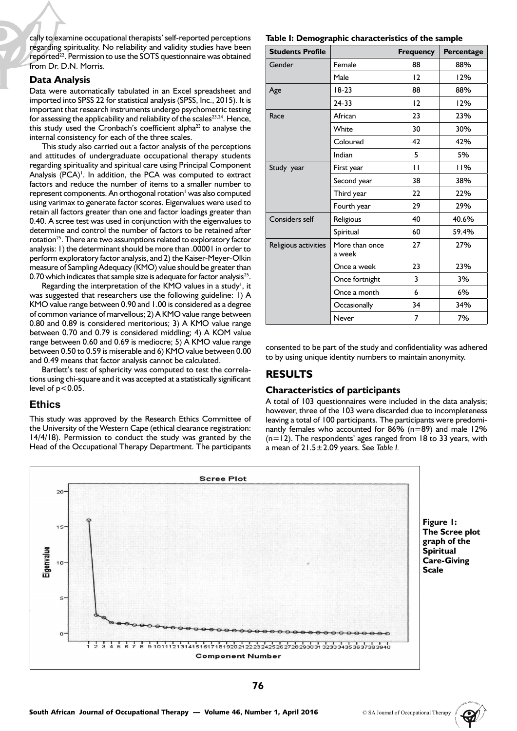cally to examine occupational therapists' self-reported perceptions regarding spirituality. No reliability and validity studies have been reported[22]. Permission to use the SOTS questionnaire was obtained from Dr. D.N. Morris.

### Data Analysis

Data were automatically tabulated in an Excel spreadsheet and imported into SPSS 22 for statistical analysis (SPSS, Inc., 2015). It is important that research instruments undergo psychometric testing for assessing the applicability and reliability of the scales[23,24]. Hence, this study used the Cronbach's coefficient alpha[23] to analyse the internal consistency for each of the three scales.

This study also carried out a factor analysis of the perceptions and attitudes of undergraduate occupational therapy students regarding spirituality and spiritual care using Principal Component Analysis (PCA)[1]. In addition, the PCA was computed to extract factors and reduce the number of items to a smaller number to represent components. An orthogonal rotation[1] was also computed using varimax to generate factor scores. Eigenvalues were used to retain all factors greater than one and factor loadings greater than 0.40. A scree test was used in conjunction with the eigenvalues to determine and control the number of factors to be retained after rotation[25]. There are two assumptions related to exploratory factor analysis: 1) the determinant should be more than .00001 in order to perform exploratory factor analysis, and 2) the Kaiser-Meyer-Olkin measure of Sampling Adequacy (KMO) value should be greater than 0.70 which indicates that sample size is adequate for factor analysis[25].

Regarding the interpretation of the KMO values in a study[1], it was suggested that researchers use the following guideline: 1) A KMO value range between 0.90 and 1.00 is considered as a degree of common variance of marvellous; 2) A KMO value range between 0.80 and 0.89 is considered meritorious; 3) A KMO value range between 0.70 and 0.79 is considered middling; 4) A KOM value range between 0.60 and 0.69 is mediocre; 5) A KMO value range between 0.50 to 0.59 is miserable and 6) KMO value between 0.00 and 0.49 means that factor analysis cannot be calculated.

Bartlett's test of sphericity was computed to test the correlations using chi-square and it was accepted at a statistically significant level of $p<0.05$.

### Ethics

This study was approved by the Research Ethics Committee of the University of the Western Cape (ethical clearance registration: 14/4/18). Permission to conduct the study was granted by the Head of the Occupational Therapy Department. The participants consented to be part of the study and confidentiality was adhered to by using unique identity numbers to maintain anonymity.

**Table I: Demographic characteristics of the sample**

| Students Profile | | Frequency | Percentage |
|---|---|---|---|
| Gender | Female | 88 | 88% |
| | Male | 12 | 12% |
| Age | 18-23 | 88 | 88% |
| | 24-33 | 12 | 12% |
| Race | African | 23 | 23% |
| | White | 30 | 30% |
| | Coloured | 42 | 42% |
| | Indian | 5 | 5% |
| Study year | First year | 11 | 11% |
| | Second year | 38 | 38% |
| | Third year | 22 | 22% |
| | Fourth year | 29 | 29% |
| Considers self | Religious | 40 | 40.6% |
| | Spiritual | 60 | 59.4% |
| Religious activities | More than once a week | 27 | 27% |
| | Once a week | 23 | 23% |
| | Once fortnight | 3 | 3% |
| | Once a month | 6 | 6% |
| | Occasionally | 34 | 34% |
| | Never | 7 | 7% |

## RESULTS

### Characteristics of participants

A total of 103 questionnaires were included in the data analysis; however, three of the 103 were discarded due to incompleteness leaving a total of 100 participants. The participants were predominantly females who accounted for 86% (n=89) and male 12% (n=12). The respondents' ages ranged from 18 to 33 years, with a mean of 21.5±2.09 years. See *Table I*.

**Figure 1: The Scree plot graph of the Spiritual Care-Giving Scale**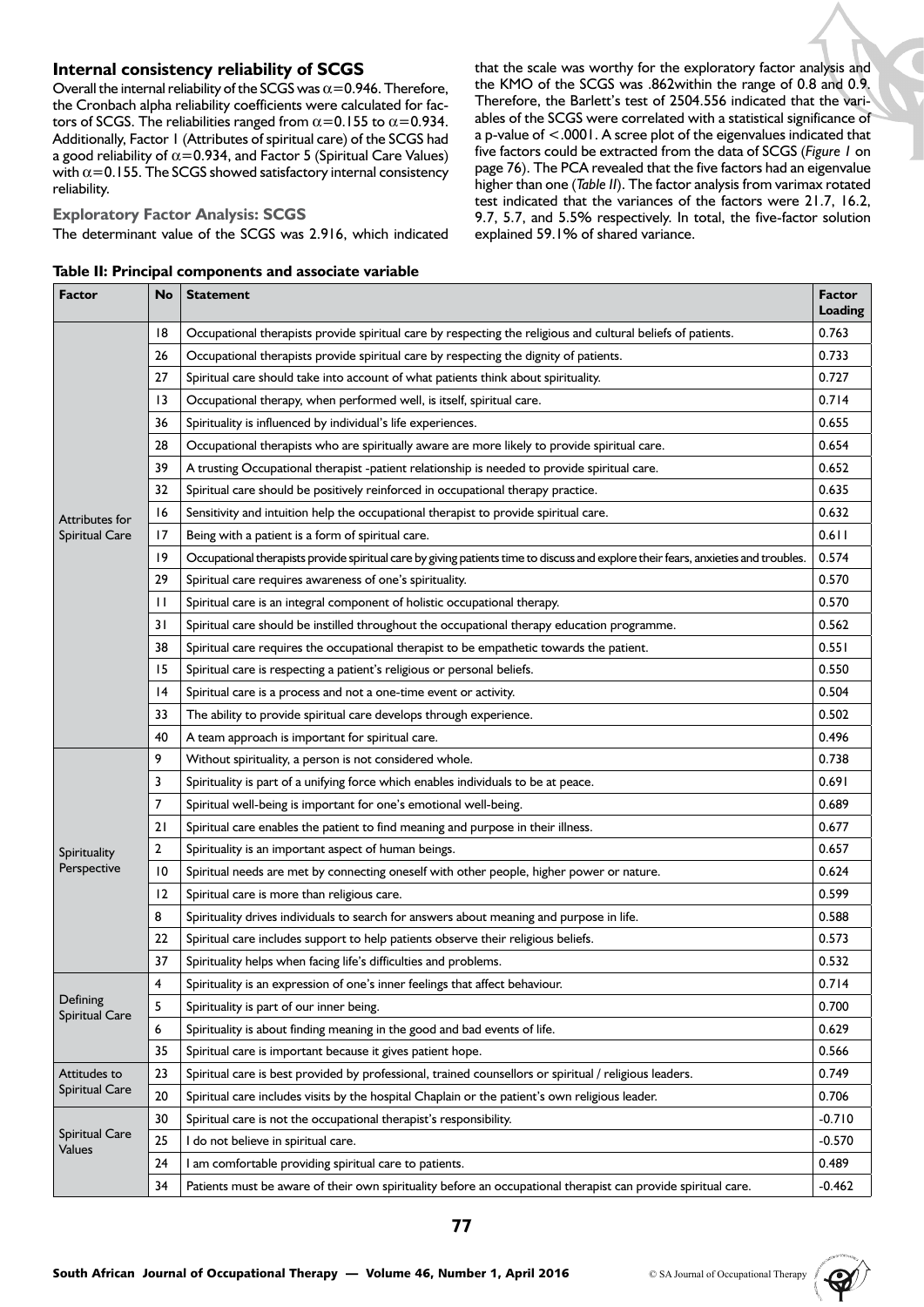## Internal consistency reliability of SCGS

Overall the internal reliability of the SCGS was $\alpha$=0.946. Therefore, the Cronbach alpha reliability coefficients were calculated for factors of SCGS. The reliabilities ranged from $\alpha$=0.155 to $\alpha$=0.934. Additionally, Factor 1 (Attributes of spiritual care) of the SCGS had a good reliability of $\alpha$=0.934, and Factor 5 (Spiritual Care Values) with $\alpha$=0.155. The SCGS showed satisfactory internal consistency reliability.

### Exploratory Factor Analysis: SCGS

The determinant value of the SCGS was 2.916, which indicated that the scale was worthy for the exploratory factor analysis and the KMO of the SCGS was .862within the range of 0.8 and 0.9. Therefore, the Barlett's test of 2504.556 indicated that the variables of the SCGS were correlated with a statistical significance of a p-value of <.0001. A scree plot of the eigenvalues indicated that five factors could be extracted from the data of SCGS (*Figure 1* on page 76). The PCA revealed that the five factors had an eigenvalue higher than one (*Table II*). The factor analysis from varimax rotated test indicated that the variances of the factors were 21.7, 16.2, 9.7, 5.7, and 5.5% respectively. In total, the five-factor solution explained 59.1% of shared variance.

**Table II: Principal components and associate variable**

| Factor | No | Statement | Factor Loading |
|---|---|---|---|
| Attributes for Spiritual Care | 18 | Occupational therapists provide spiritual care by respecting the religious and cultural beliefs of patients. | 0.763 |
| | 26 | Occupational therapists provide spiritual care by respecting the dignity of patients. | 0.733 |
| | 27 | Spiritual care should take into account of what patients think about spirituality. | 0.727 |
| | 13 | Occupational therapy, when performed well, is itself, spiritual care. | 0.714 |
| | 36 | Spirituality is influenced by individual's life experiences. | 0.655 |
| | 28 | Occupational therapists who are spiritually aware are more likely to provide spiritual care. | 0.654 |
| | 39 | A trusting Occupational therapist -patient relationship is needed to provide spiritual care. | 0.652 |
| | 32 | Spiritual care should be positively reinforced in occupational therapy practice. | 0.635 |
| | 16 | Sensitivity and intuition help the occupational therapist to provide spiritual care. | 0.632 |
| | 17 | Being with a patient is a form of spiritual care. | 0.611 |
| | 19 | Occupational therapists provide spiritual care by giving patients time to discuss and explore their fears, anxieties and troubles. | 0.574 |
| | 29 | Spiritual care requires awareness of one's spirituality. | 0.570 |
| | 11 | Spiritual care is an integral component of holistic occupational therapy. | 0.570 |
| | 31 | Spiritual care should be instilled throughout the occupational therapy education programme. | 0.562 |
| | 38 | Spiritual care requires the occupational therapist to be empathetic towards the patient. | 0.551 |
| | 15 | Spiritual care is respecting a patient's religious or personal beliefs. | 0.550 |
| | 14 | Spiritual care is a process and not a one-time event or activity. | 0.504 |
| | 33 | The ability to provide spiritual care develops through experience. | 0.502 |
| | 40 | A team approach is important for spiritual care. | 0.496 |
| Spirituality Perspective | 9 | Without spirituality, a person is not considered whole. | 0.738 |
| | 3 | Spirituality is part of a unifying force which enables individuals to be at peace. | 0.691 |
| | 7 | Spiritual well-being is important for one's emotional well-being. | 0.689 |
| | 21 | Spiritual care enables the patient to find meaning and purpose in their illness. | 0.677 |
| | 2 | Spirituality is an important aspect of human beings. | 0.657 |
| | 10 | Spiritual needs are met by connecting oneself with other people, higher power or nature. | 0.624 |
| | 12 | Spiritual care is more than religious care. | 0.599 |
| | 8 | Spirituality drives individuals to search for answers about meaning and purpose in life. | 0.588 |
| | 22 | Spiritual care includes support to help patients observe their religious beliefs. | 0.573 |
| | 37 | Spirituality helps when facing life's difficulties and problems. | 0.532 |
| Defining Spiritual Care | 4 | Spirituality is an expression of one's inner feelings that affect behaviour. | 0.714 |
| | 5 | Spirituality is part of our inner being. | 0.700 |
| | 6 | Spirituality is about finding meaning in the good and bad events of life. | 0.629 |
| | 35 | Spiritual care is important because it gives patient hope. | 0.566 |
| Attitudes to Spiritual Care | 23 | Spiritual care is best provided by professional, trained counsellors or spiritual / religious leaders. | 0.749 |
| | 20 | Spiritual care includes visits by the hospital Chaplain or the patient's own religious leader. | 0.706 |
| Spiritual Care Values | 30 | Spiritual care is not the occupational therapist's responsibility. | -0.710 |
| | 25 | I do not believe in spiritual care. | -0.570 |
| | 24 | I am comfortable providing spiritual care to patients. | 0.489 |
| | 34 | Patients must be aware of their own spirituality before an occupational therapist can provide spiritual care. | -0.462 |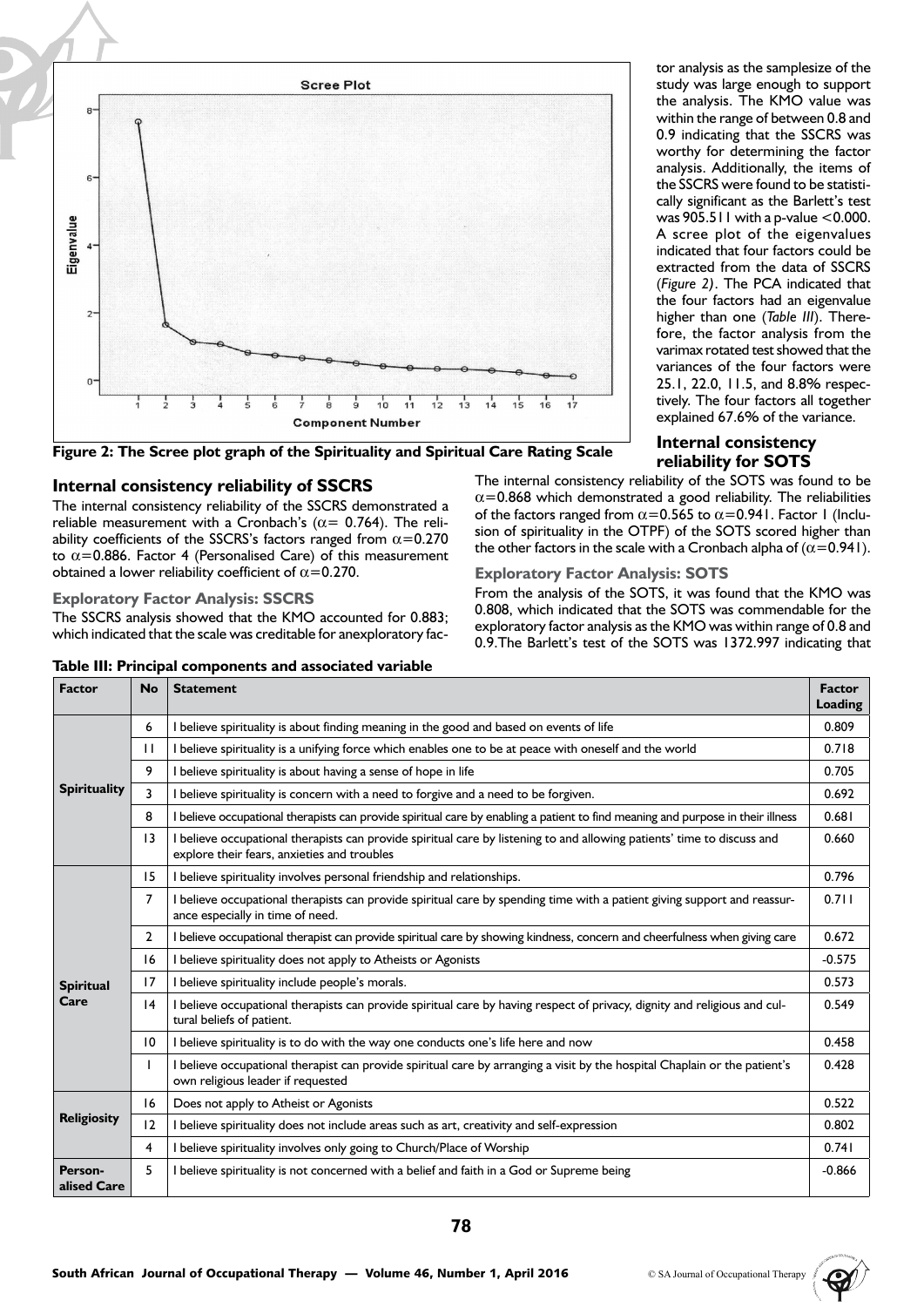Figure 2: The Scree plot graph of the Spirituality and Spiritual Care Rating Scale

## Internal consistency reliability of SSCRS

The internal consistency reliability of the SSCRS demonstrated a reliable measurement with a Cronbach's ($\alpha$= 0.764). The reliability coefficients of the SSCRS's factors ranged from $\alpha$=0.270 to $\alpha$=0.886. Factor 4 (Personalised Care) of this measurement obtained a lower reliability coefficient of $\alpha$=0.270.

### Exploratory Factor Analysis: SSCRS

The SSCRS analysis showed that the KMO accounted for 0.883; which indicated that the scale was creditable for anexploratory factor analysis as the samplesize of the study was large enough to support the analysis. The KMO value was within the range of between 0.8 and 0.9 indicating that the SSCRS was worthy for determining the factor analysis. Additionally, the items of the SSCRS were found to be statistically significant as the Barlett's test was 905.511 with a p-value <0.000. A scree plot of the eigenvalues indicated that four factors could be extracted from the data of SSCRS (*Figure 2*). The PCA indicated that the four factors had an eigenvalue higher than one (*Table III*). Therefore, the factor analysis from the varimax rotated test showed that the variances of the four factors were 25.1, 22.0, 11.5, and 8.8% respectively. The four factors all together explained 67.6% of the variance.

## Internal consistency reliability for SOTS

The internal consistency reliability of the SOTS was found to be $\alpha$=0.868 which demonstrated a good reliability. The reliabilities of the factors ranged from $\alpha$=0.565 to $\alpha$=0.941. Factor 1 (Inclusion of spirituality in the OTPF) of the SOTS scored higher than the other factors in the scale with a Cronbach alpha of ($\alpha$=0.941).

### Exploratory Factor Analysis: SOTS

From the analysis of the SOTS, it was found that the KMO was 0.808, which indicated that the SOTS was commendable for the exploratory factor analysis as the KMO was within range of 0.8 and 0.9.The Barlett's test of the SOTS was 1372.997 indicating that

**Table III: Principal components and associated variable**

| Factor | No | Statement | Factor Loading |
|---|---|---|---|
| Spirituality | 6 | I believe spirituality is about finding meaning in the good and based on events of life | 0.809 |
| | 11 | I believe spirituality is a unifying force which enables one to be at peace with oneself and the world | 0.718 |
| | 9 | I believe spirituality is about having a sense of hope in life | 0.705 |
| | 3 | I believe spirituality is concern with a need to forgive and a need to be forgiven. | 0.692 |
| | 8 | I believe occupational therapists can provide spiritual care by enabling a patient to find meaning and purpose in their illness | 0.681 |
| | 13 | I believe occupational therapists can provide spiritual care by listening to and allowing patients' time to discuss and explore their fears, anxieties and troubles | 0.660 |
| Spiritual Care | 15 | I believe spirituality involves personal friendship and relationships. | 0.796 |
| | 7 | I believe occupational therapists can provide spiritual care by spending time with a patient giving support and reassurance especially in time of need. | 0.711 |
| | 2 | I believe occupational therapist can provide spiritual care by showing kindness, concern and cheerfulness when giving care | 0.672 |
| | 16 | I believe spirituality does not apply to Atheists or Agonists | -0.575 |
| | 17 | I believe spirituality include people's morals. | 0.573 |
| | 14 | I believe occupational therapists can provide spiritual care by having respect of privacy, dignity and religious and cultural beliefs of patient. | 0.549 |
| | 10 | I believe spirituality is to do with the way one conducts one's life here and now | 0.458 |
| | 1 | I believe occupational therapist can provide spiritual care by arranging a visit by the hospital Chaplain or the patient's own religious leader if requested | 0.428 |
| Religiosity | 16 | Does not apply to Atheist or Agonists | 0.522 |
| | 12 | I believe spirituality does not include areas such as art, creativity and self-expression | 0.802 |
| | 4 | I believe spirituality involves only going to Church/Place of Worship | 0.741 |
| Personalised Care | 5 | I believe spirituality is not concerned with a belief and faith in a God or Supreme being | -0.866 |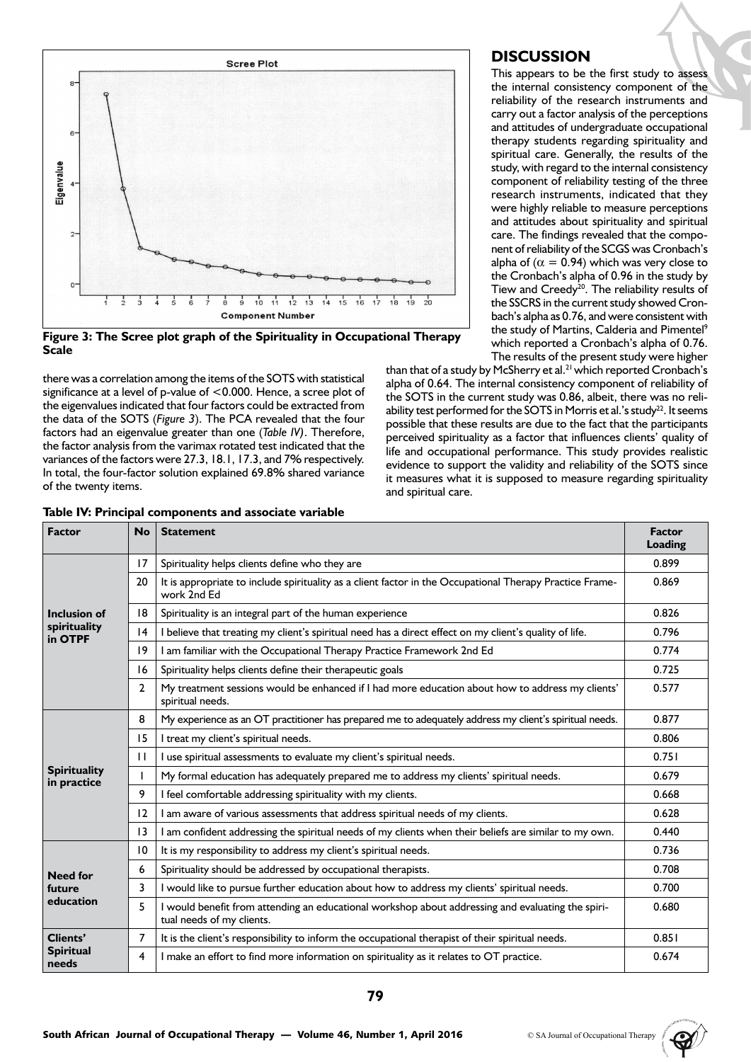Figure 3: The Scree plot graph of the Spirituality in Occupational Therapy Scale

there was a correlation among the items of the SOTS with statistical significance at a level of p-value of <0.000. Hence, a scree plot of the eigenvalues indicated that four factors could be extracted from the data of the SOTS (*Figure 3*). The PCA revealed that the four factors had an eigenvalue greater than one (*Table IV*). Therefore, the factor analysis from the varimax rotated test indicated that the variances of the factors were 27.3, 18.1, 17.3, and 7% respectively. In total, the four-factor solution explained 69.8% shared variance of the twenty items.

**Table IV: Principal components and associate variable**

| Factor | No | Statement | Factor Loading |
|---|---|---|---|
| Inclusion of spirituality in OTPF | 17 | Spirituality helps clients define who they are | 0.899 |
| | 20 | It is appropriate to include spirituality as a client factor in the Occupational Therapy Practice Framework 2nd Ed | 0.869 |
| | 18 | Spirituality is an integral part of the human experience | 0.826 |
| | 14 | I believe that treating my client's spiritual need has a direct effect on my client's quality of life. | 0.796 |
| | 19 | I am familiar with the Occupational Therapy Practice Framework 2nd Ed | 0.774 |
| | 16 | Spirituality helps clients define their therapeutic goals | 0.725 |
| | 2 | My treatment sessions would be enhanced if I had more education about how to address my clients' spiritual needs. | 0.577 |
| Spirituality in practice | 8 | My experience as an OT practitioner has prepared me to adequately address my client's spiritual needs. | 0.877 |
| | 15 | I treat my client's spiritual needs. | 0.806 |
| | 11 | I use spiritual assessments to evaluate my client's spiritual needs. | 0.751 |
| | 1 | My formal education has adequately prepared me to address my clients' spiritual needs. | 0.679 |
| | 9 | I feel comfortable addressing spirituality with my clients. | 0.668 |
| | 12 | I am aware of various assessments that address spiritual needs of my clients. | 0.628 |
| | 13 | I am confident addressing the spiritual needs of my clients when their beliefs are similar to my own. | 0.440 |
| Need for future education | 10 | It is my responsibility to address my client's spiritual needs. | 0.736 |
| | 6 | Spirituality should be addressed by occupational therapists. | 0.708 |
| | 3 | I would like to pursue further education about how to address my clients' spiritual needs. | 0.700 |
| | 5 | I would benefit from attending an educational workshop about addressing and evaluating the spiritual needs of my clients. | 0.680 |
| Clients' Spiritual needs | 7 | It is the client's responsibility to inform the occupational therapist of their spiritual needs. | 0.851 |
| | 4 | I make an effort to find more information on spirituality as it relates to OT practice. | 0.674 |

## DISCUSSION

This appears to be the first study to assess the internal consistency component of the reliability of the research instruments and carry out a factor analysis of the perceptions and attitudes of undergraduate occupational therapy students regarding spirituality and spiritual care. Generally, the results of the study, with regard to the internal consistency component of reliability testing of the three research instruments, indicated that they were highly reliable to measure perceptions and attitudes about spirituality and spiritual care. The findings revealed that the component of reliability of the SCGS was Cronbach's alpha of ($\alpha = 0.94$) which was very close to the Cronbach's alpha of 0.96 in the study by Tiew and Creedy[20]. The reliability results of the SSCRS in the current study showed Cronbach's alpha as 0.76, and were consistent with the study of Martins, Calderia and Pimentel[9] which reported a Cronbach's alpha of 0.76. The results of the present study were higher than that of a study by McSherry et al.[21] which reported Cronbach's alpha of 0.64. The internal consistency component of reliability of the SOTS in the current study was 0.86, albeit, there was no reliability test performed for the SOTS in Morris et al.'s study[22]. It seems possible that these results are due to the fact that the participants perceived spirituality as a factor that influences clients' quality of life and occupational performance. This study provides realistic evidence to support the validity and reliability of the SOTS since it measures what it is supposed to measure regarding spirituality and spiritual care.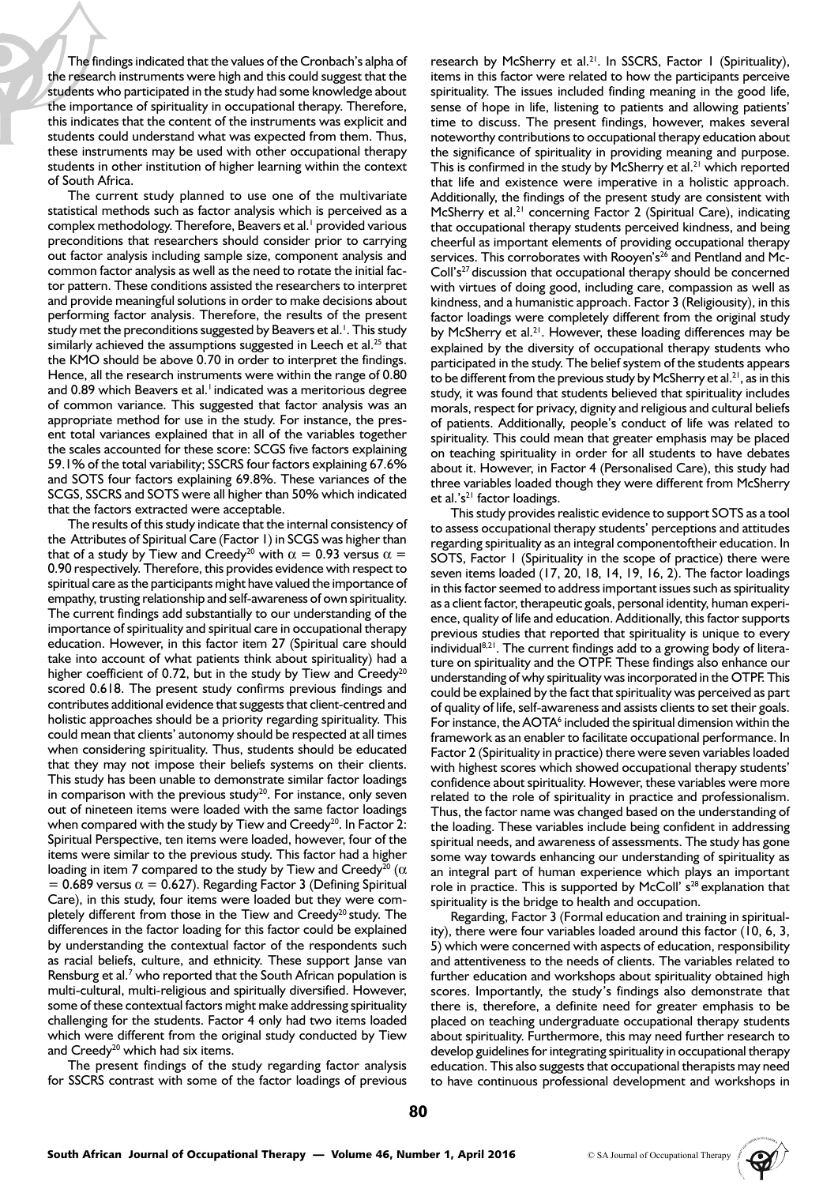The findings indicated that the values of the Cronbach's alpha of the research instruments were high and this could suggest that the students who participated in the study had some knowledge about the importance of spirituality in occupational therapy. Therefore, this indicates that the content of the instruments was explicit and students could understand what was expected from them. Thus, these instruments may be used with other occupational therapy students in other institution of higher learning within the context of South Africa.

The current study planned to use one of the multivariate statistical methods such as factor analysis which is perceived as a complex methodology. Therefore, Beavers et al.[1] provided various preconditions that researchers should consider prior to carrying out factor analysis including sample size, component analysis and common factor analysis as well as the need to rotate the initial factor pattern. These conditions assisted the researchers to interpret and provide meaningful solutions in order to make decisions about performing factor analysis. Therefore, the results of the present study met the preconditions suggested by Beavers et al.[1]. This study similarly achieved the assumptions suggested in Leech et al.[25] that the KMO should be above 0.70 in order to interpret the findings. Hence, all the research instruments were within the range of 0.80 and 0.89 which Beavers et al.[1] indicated was a meritorious degree of common variance. This suggested that factor analysis was an appropriate method for use in the study. For instance, the present total variances explained that in all of the variables together the scales accounted for these score: SCGS five factors explaining 59.1% of the total variability; SSCRS four factors explaining 67.6% and SOTS four factors explaining 69.8%. These variances of the SCGS, SSCRS and SOTS were all higher than 50% which indicated that the factors extracted were acceptable.

The results of this study indicate that the internal consistency of the Attributes of Spiritual Care (Factor 1) in SCGS was higher than that of a study by Tiew and Creedy[20] with $\alpha = 0.93$ versus $\alpha = 0.90$ respectively. Therefore, this provides evidence with respect to spiritual care as the participants might have valued the importance of empathy, trusting relationship and self-awareness of own spirituality. The current findings add substantially to our understanding of the importance of spirituality and spiritual care in occupational therapy education. However, in this factor item 27 (Spiritual care should take into account of what patients think about spirituality) had a higher coefficient of 0.72, but in the study by Tiew and Creedy[20] scored 0.618. The present study confirms previous findings and contributes additional evidence that suggests that client-centred and holistic approaches should be a priority regarding spirituality. This could mean that clients' autonomy should be respected at all times when considering spirituality. Thus, students should be educated that they may not impose their beliefs systems on their clients. This study has been unable to demonstrate similar factor loadings in comparison with the previous study[20]. For instance, only seven out of nineteen items were loaded with the same factor loadings when compared with the study by Tiew and Creedy[20]. In Factor 2: Spiritual Perspective, ten items were loaded, however, four of the items were similar to the previous study. This factor had a higher loading in item 7 compared to the study by Tiew and Creedy[20] ($\alpha = 0.689$ versus $\alpha = 0.627$). Regarding Factor 3 (Defining Spiritual Care), in this study, four items were loaded but they were completely different from those in the Tiew and Creedy[20] study. The differences in the factor loading for this factor could be explained by understanding the contextual factor of the respondents such as racial beliefs, culture, and ethnicity. These support Janse van Rensburg et al.[7] who reported that the South African population is multi-cultural, multi-religious and spiritually diversified. However, some of these contextual factors might make addressing spirituality challenging for the students. Factor 4 only had two items loaded which were different from the original study conducted by Tiew and Creedy[20] which had six items.

The present findings of the study regarding factor analysis for SSCRS contrast with some of the factor loadings of previous research by McSherry et al.[21]. In SSCRS, Factor 1 (Spirituality), items in this factor were related to how the participants perceive spirituality. The issues included finding meaning in the good life, sense of hope in life, listening to patients and allowing patients' time to discuss. The present findings, however, makes several noteworthy contributions to occupational therapy education about the significance of spirituality in providing meaning and purpose. This is confirmed in the study by McSherry et al.[21] which reported that life and existence were imperative in a holistic approach. Additionally, the findings of the present study are consistent with McSherry et al.[21] concerning Factor 2 (Spiritual Care), indicating that occupational therapy students perceived kindness, and being cheerful as important elements of providing occupational therapy services. This corroborates with Rooyen's[26] and Pentland and McColl's[27] discussion that occupational therapy should be concerned with virtues of doing good, including care, compassion as well as kindness, and a humanistic approach. Factor 3 (Religiousity), in this factor loadings were completely different from the original study by McSherry et al.[21]. However, these loading differences may be explained by the diversity of occupational therapy students who participated in the study. The belief system of the students appears to be different from the previous study by McSherry et al.[21], as in this study, it was found that students believed that spirituality includes morals, respect for privacy, dignity and religious and cultural beliefs of patients. Additionally, people's conduct of life was related to spirituality. This could mean that greater emphasis may be placed on teaching spirituality in order for all students to have debates about it. However, in Factor 4 (Personalised Care), this study had three variables loaded though they were different from McSherry et al.'s[21] factor loadings.

This study provides realistic evidence to support SOTS as a tool to assess occupational therapy students' perceptions and attitudes regarding spirituality as an integral componentoftheir education. In SOTS, Factor 1 (Spirituality in the scope of practice) there were seven items loaded (17, 20, 18, 14, 19, 16, 2). The factor loadings in this factor seemed to address important issues such as spirituality as a client factor, therapeutic goals, personal identity, human experience, quality of life and education. Additionally, this factor supports previous studies that reported that spirituality is unique to every individual[8,21]. The current findings add to a growing body of literature on spirituality and the OTPF. These findings also enhance our understanding of why spirituality was incorporated in the OTPF. This could be explained by the fact that spirituality was perceived as part of quality of life, self-awareness and assists clients to set their goals. For instance, the AOTA[6] included the spiritual dimension within the framework as an enabler to facilitate occupational performance. In Factor 2 (Spirituality in practice) there were seven variables loaded with highest scores which showed occupational therapy students' confidence about spirituality. However, these variables were more related to the role of spirituality in practice and professionalism. Thus, the factor name was changed based on the understanding of the loading. These variables include being confident in addressing spiritual needs, and awareness of assessments. The study has gone some way towards enhancing our understanding of spirituality as an integral part of human experience which plays an important role in practice. This is supported by McColl' s[28] explanation that spirituality is the bridge to health and occupation.

Regarding, Factor 3 (Formal education and training in spirituality), there were four variables loaded around this factor (10, 6, 3, 5) which were concerned with aspects of education, responsibility and attentiveness to the needs of clients. The variables related to further education and workshops about spirituality obtained high scores. Importantly, the study's findings also demonstrate that there is, therefore, a definite need for greater emphasis to be placed on teaching undergraduate occupational therapy students about spirituality. Furthermore, this may need further research to develop guidelines for integrating spirituality in occupational therapy education. This also suggests that occupational therapists may need to have continuous professional development and workshops in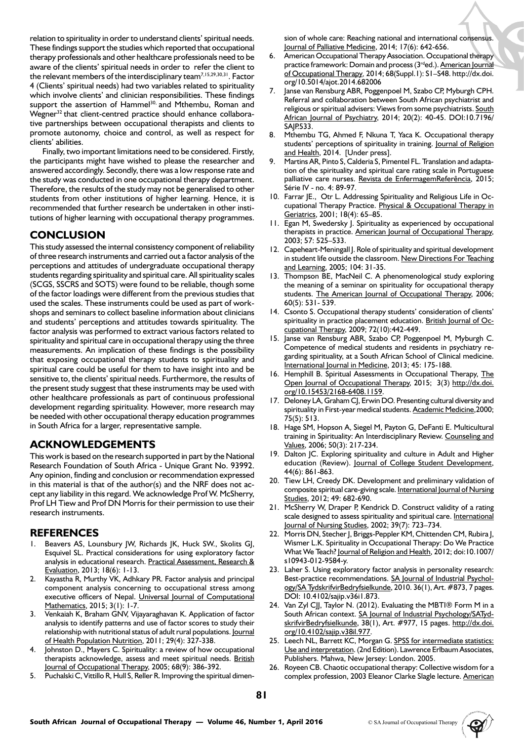relation to spirituality in order to understand clients' spiritual needs. These findings support the studies which reported that occupational therapy professionals and other healthcare professionals need to be aware of the clients' spiritual needs in order to refer the client to the relevant members of the interdisciplinary team[7,15,29,30,31]. Factor 4 (Clients' spiritual needs) had two variables related to spirituality which involve clients' and clinician responsibilities. These findings support the assertion of Hammel[30] and Mthembu, Roman and Wegner[32] that client-centred practice should enhance collaborative partnerships between occupational therapists and clients to promote autonomy, choice and control, as well as respect for clients' abilities.

Finally, two important limitations need to be considered. Firstly, the participants might have wished to please the researcher and answered accordingly. Secondly, there was a low response rate and the study was conducted in one occupational therapy department. Therefore, the results of the study may not be generalised to other students from other institutions of higher learning. Hence, it is recommended that further research be undertaken in other institutions of higher learning with occupational therapy programmes.

## CONCLUSION

This study assessed the internal consistency component of reliability of three research instruments and carried out a factor analysis of the perceptions and attitudes of undergraduate occupational therapy students regarding spirituality and spiritual care. All spirituality scales (SCGS, SSCRS and SOTS) were found to be reliable, though some of the factor loadings were different from the previous studies that used the scales. These instruments could be used as part of workshops and seminars to collect baseline information about clinicians and students' perceptions and attitudes towards spirituality. The factor analysis was performed to extract various factors related to spirituality and spiritual care in occupational therapy using the three measurements. An implication of these findings is the possibility that exposing occupational therapy students to spirituality and spiritual care could be useful for them to have insight into and be sensitive to, the clients' spiritual needs. Furthermore, the results of the present study suggest that these instruments may be used with other healthcare professionals as part of continuous professional development regarding spirituality. However, more research may be needed with other occupational therapy education programmes in South Africa for a larger, representative sample.

## ACKNOWLEDGEMENTS

This work is based on the research supported in part by the National Research Foundation of South Africa - Unique Grant No. 93992. Any opinion, finding and conclusion or recommendation expressed in this material is that of the author(s) and the NRF does not accept any liability in this regard. We acknowledge Prof W. McSherry, Prof LH Tiew and Prof DN Morris for their permission to use their research instruments.

## REFERENCES

1. Beavers AS, Lounsbury JW, Richards JK, Huck SW., Skolits GJ, Esquivel SL. Practical considerations for using exploratory factor analysis in educational research. Practical Assessment, Research & Evaluation, 2013; 18(6): 1-13.
2. Kayastha R, Murthy VK, Adhkary PR. Factor analysis and principal component analysis concerning to occupational stress among executive officers of Nepal. Universal Journal of Computational Mathematics, 2015; 3(1): 1-7.
3. Venkaiah K, Braham GNV, Vijayaraghavan K. Application of factor analysis to identify patterns and use of factor scores to study their relationship with nutritional status of adult rural populations. Journal of Health Population Nutrition, 2011; 29(4): 327-338.
4. Johnston D., Mayers C. Spirituality: a review of how occupational therapists acknowledge, assess and meet spiritual needs. British Journal of Occupational Therapy, 2005; 68(9): 386-392.
5. Puchalski C, Vittillo R, Hull S, Reller R. Improving the spiritual dimension of whole care: Reaching national and international consensus. Journal of Palliative Medicine, 2014; 17(6): 642-656.
6. American Occupational Therapy Association. Occupational therapy practice framework: Domain and process (3rded.). American Journal of Occupational Therapy, 2014; 68(Suppl.1): S1–S48. http://dx.doi.org/10.5014/ajot.2014.682006
7. Janse van Rensburg ABR, Poggenpoel M, Szabo CP, Myburgh CPH. Referral and collaboration between South African psychiatrist and religious or spiritual advisers: Views from some psychiatrists. South African Journal of Psychiatry, 2014; 20(2): 40-45. DOI:10.7196/SAJP.533.
8. Mthembu TG, Ahmed F, Nkuna T, Yaca K. Occupational therapy students' perceptions of spirituality in training. Journal of Religion and Health, 2014. [Under press].
9. Martins AR, Pinto S, Calderia S, Pimentel FL. Translation and adaptation of the spirituality and spiritual care rating scale in Portuguese palliative care nurses. Revista de EnfermagemReferência, 2015; Série IV - no. 4: 89-97.
10. Farrar JE., Otr L. Addressing Spirituality and Religious Life in Occupational Therapy Practice. Physical & Occupational Therapy in Geriatrics, 2001; 18(4): 65–85.
11. Egan M, Swedersky J. Spirituality as experienced by occupational therapists in practice. American Journal of Occupational Therapy, 2003; 57: 525–533.
12. Capeheart-Meningall J. Role of spirituality and spiritual development in student life outside the classroom. New Directions For Teaching and Learning, 2005; 104: 31-35.
13. Thompson BE, MacNeil C. A phenomenological study exploring the meaning of a seminar on spirituality for occupational therapy students. The American Journal of Occupational Therapy, 2006; 60(5): 531- 539.
14. Csonto S. Occupational therapy students' consideration of clients' spirituality in practice placement education. British Journal of Occupational Therapy, 2009; 72(10):442-449.
15. Janse van Rensburg ABR, Szabo CP, Poggenpoel M, Myburgh C. Competence of medical students and residents in psychiatry regarding spirituality, at a South African School of Clinical medicine. International Journal in Medicine, 2013; 45: 175-188.
16. Hemphill B. Spiritual Assessments in Occupational Therapy, The Open Journal of Occupational Therapy, 2015; 3(3) http://dx.doi.org/10.15453/2168-6408.1159.
17. Deloney LA, Graham CJ, Erwin DO. Presenting cultural diversity and spirituality in First-year medical students. Academic Medicine,2000; 75(5): 513.
18. Hage SM, Hopson A, Siegel M, Payton G, DeFanti E. Multicultural training in Spirituality: An Interdisciplinary Review. Counseling and Values, 2006; 50(3): 217-234.
19. Dalton JC. Exploring spirituality and culture in Adult and Higher education (Review). Journal of College Student Development, 44(6): 861-863.
20. Tiew LH, Creedy DK. Development and preliminary validation of composite spiritual care-giving scale. International Journal of Nursing Studies, 2012; 49: 682-690.
21. McSherry W, Draper P, Kendrick D. Construct validity of a rating scale designed to assess spirituality and spiritual care. International Journal of Nursing Studies, 2002; 39(7): 723–734.
22. Morris DN, Stecher J, Briggs-Peppler KM, Chittenden CM, Rubira J, Wismer L.K. Spirituality in Occupational Therapy: Do We Practice What We Teach? Journal of Religion and Health, 2012; doi:10.1007/s10943-012-9584-y.
23. Laher S. Using exploratory factor analysis in personality research: Best-practice recommendations. SA Journal of Industrial Psychology/SA TydskrifvirBedryfsielkunde, 2010. 36(1), Art. #873, 7 pages. DOI: 10.4102/sajip.v36i1.873.
24. Van Zyl CJJ, Taylor N. (2012). Evaluating the MBTI® Form M in a South African context. SA Journal of Industrial Psychology/SATydskrifvirBedryfsielkunde, 38(1), Art. #977, 15 pages. http://dx.doi.org/10.4102/sajip.v38il.977.
25. Leech NL, Barrett KC, Morgan G. SPSS for intermediate statistics: Use and interpretation. (2nd Edition). Lawrence Erlbaum Associates, Publishers. Mahwa, New Jersey: London. 2005.
26. Royeen CB. Chaotic occupational therapy: Collective wisdom for a complex profession, 2003 Eleanor Clarke Slagle lecture. American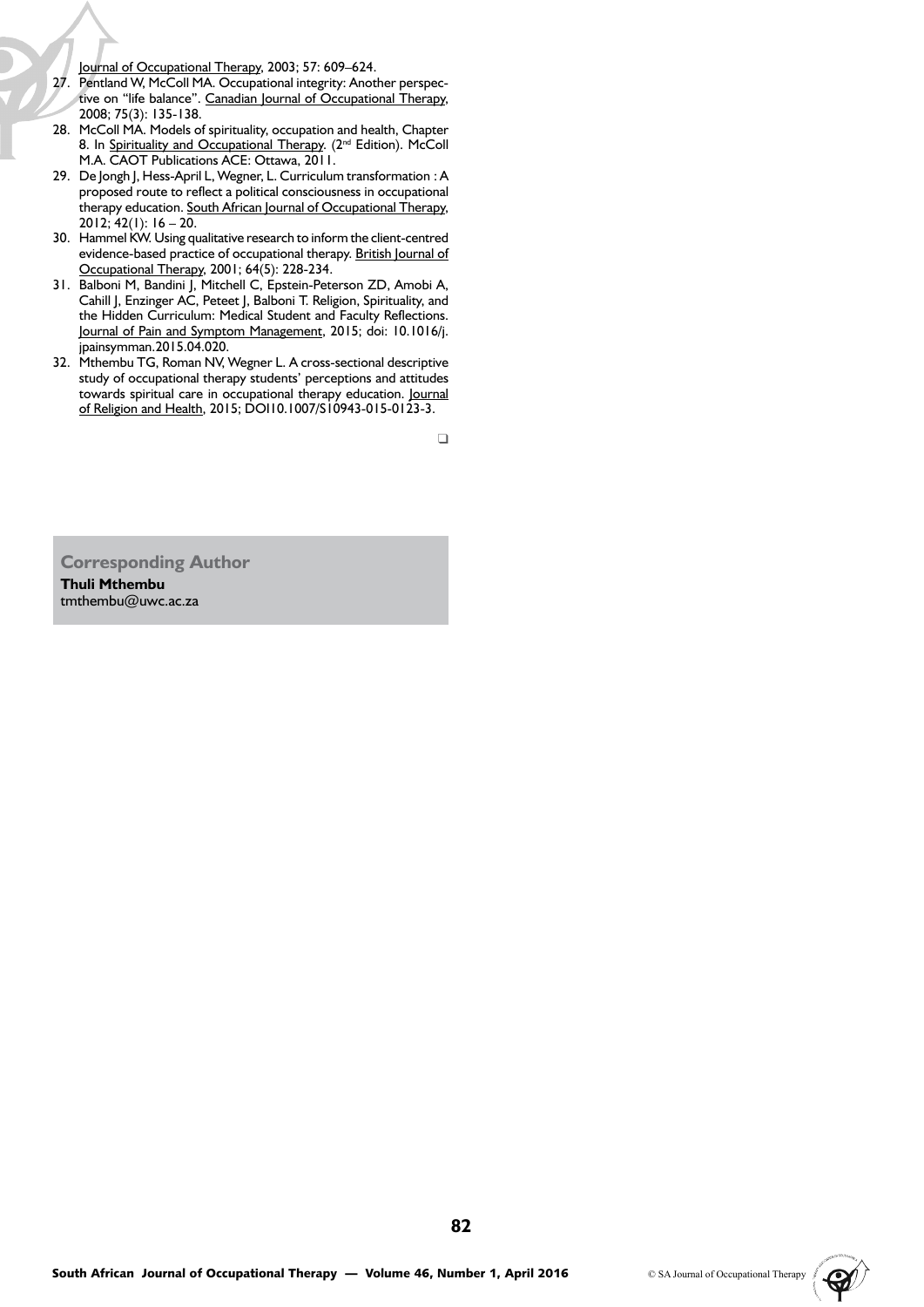Journal of Occupational Therapy, 2003; 57: 609–624.

27. Pentland W, McColl MA. Occupational integrity: Another perspective on "life balance". Canadian Journal of Occupational Therapy, 2008; 75(3): 135-138.
28. McColl MA. Models of spirituality, occupation and health, Chapter 8. In Spirituality and Occupational Therapy. (2nd Edition). McColl M.A. CAOT Publications ACE: Ottawa, 2011.
29. De Jongh J, Hess-April L, Wegner, L. Curriculum transformation : A proposed route to reflect a political consciousness in occupational therapy education. South African Journal of Occupational Therapy, 2012; 42(1): 16 – 20.
30. Hammel KW. Using qualitative research to inform the client-centred evidence-based practice of occupational therapy. British Journal of Occupational Therapy, 2001; 64(5): 228-234.
31. Balboni M, Bandini J, Mitchell C, Epstein-Peterson ZD, Amobi A, Cahill J, Enzinger AC, Peteet J, Balboni T. Religion, Spirituality, and the Hidden Curriculum: Medical Student and Faculty Reflections. Journal of Pain and Symptom Management, 2015; doi: 10.1016/j.jpainsymman.2015.04.020.
32. Mthembu TG, Roman NV, Wegner L. A cross-sectional descriptive study of occupational therapy students' perceptions and attitudes towards spiritual care in occupational therapy education. Journal of Religion and Health, 2015; DOI10.1007/S10943-015-0123-3.

❑

**Corresponding Author**

**Thuli Mthembu**
tmthembu@uwc.ac.za